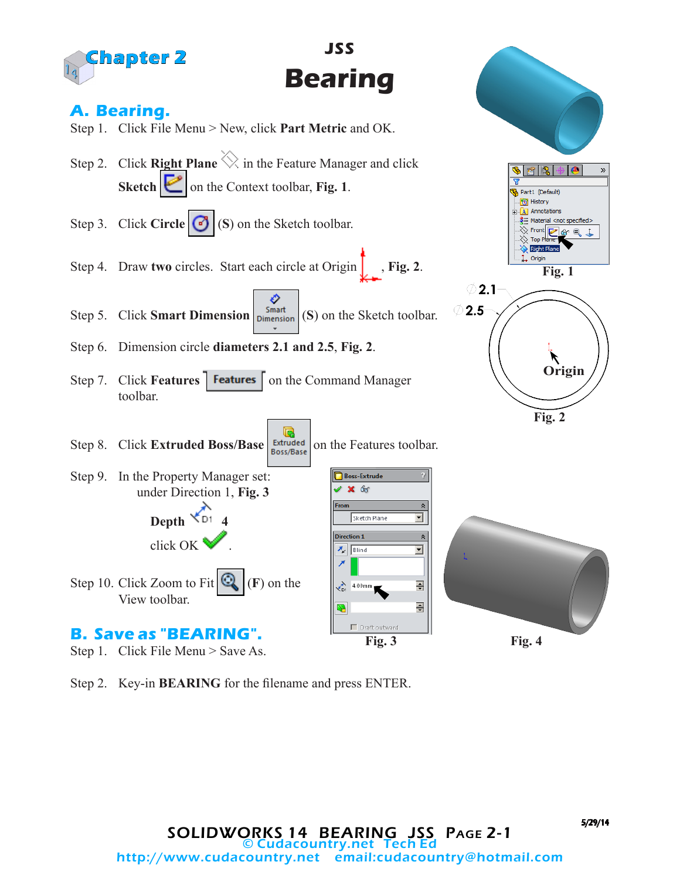Chapter 2

# JSS
# Bearing

## A. Bearing.

Step 1. Click File Menu > New, click **Part Metric** and OK.

Step 2. Click **Right Plane** in the Feature Manager and click **Sketch** on the Context toolbar, **Fig. 1**.

Step 3. Click **Circle** (**S**) on the Sketch toolbar.

Step 4. Draw **two** circles. Start each circle at Origin , **Fig. 2**.

Step 5. Click **Smart Dimension** (**S**) on the Sketch toolbar.

Step 6. Dimension circle **diameters 2.1 and 2.5**, **Fig. 2**.

Step 7. Click **Features** on the Command Manager toolbar.

Step 8. Click **Extruded Boss/Base** on the Features toolbar.

Step 9. In the Property Manager set: under Direction 1, **Fig. 3**

**Depth** 4

click OK .

Step 10. Click Zoom to Fit (**F**) on the View toolbar.

**Fig. 1**

**Fig. 2**

**Fig. 3**

**Fig. 4**

## B. Save as "BEARING".

Step 1. Click File Menu > Save As.

Step 2. Key-in **BEARING** for the filename and press ENTER.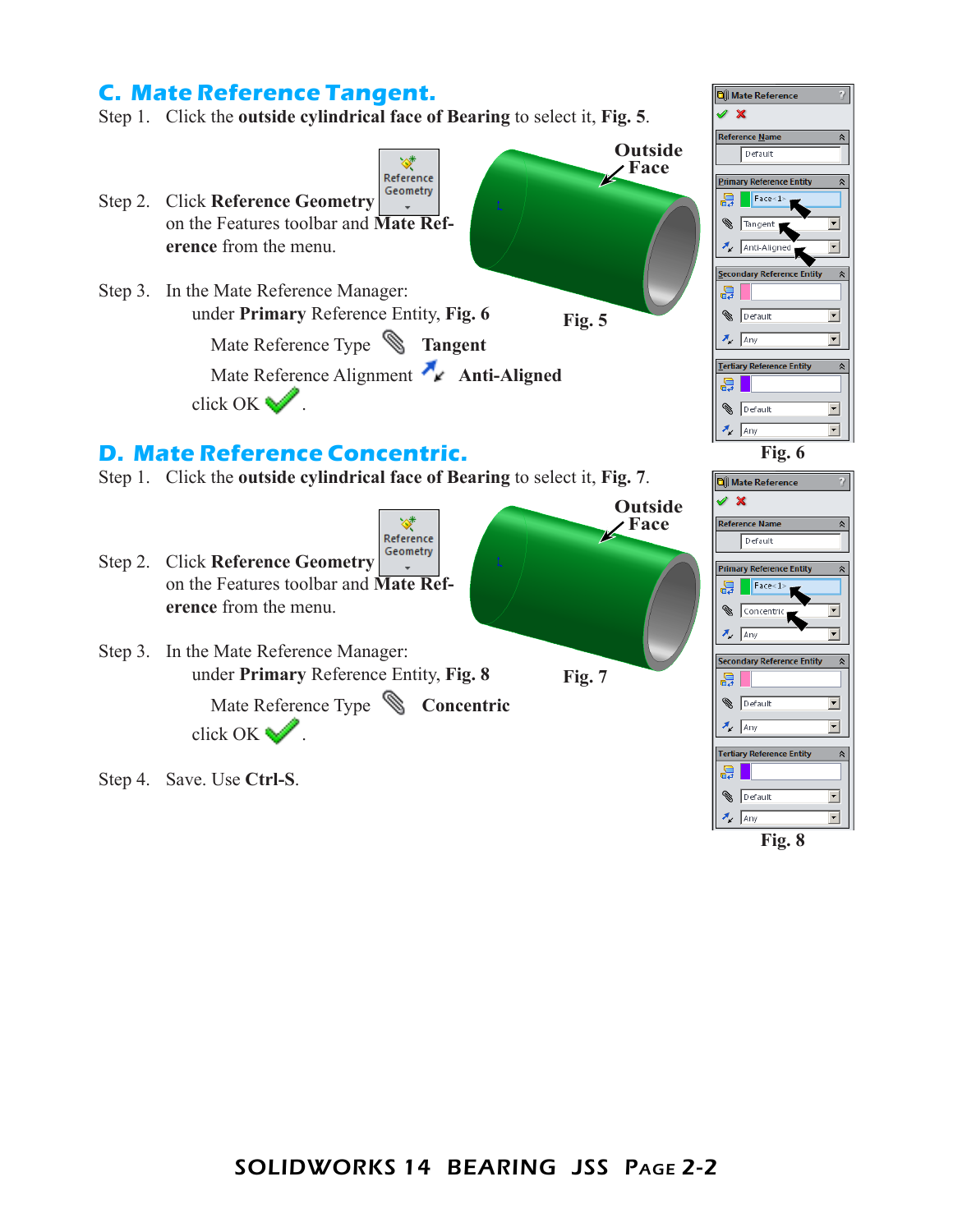## C. Mate Reference Tangent.

Step 1. Click the **outside cylindrical face of Bearing** to select it, **Fig. 5**.

Step 2. Click **Reference Geometry** on the Features toolbar and **Mate Reference** from the menu.

Step 3. In the Mate Reference Manager:

under **Primary** Reference Entity, **Fig. 6**

Mate Reference Type **Tangent**

Mate Reference Alignment **Anti-Aligned**

click OK.

Outside Face

Fig. 5

Fig. 6

## D. Mate Reference Concentric.

Step 1. Click the **outside cylindrical face of Bearing** to select it, **Fig. 7**.

Step 2. Click **Reference Geometry** on the Features toolbar and **Mate Reference** from the menu.

Step 3. In the Mate Reference Manager:

under **Primary** Reference Entity, **Fig. 8**

Mate Reference Type **Concentric**

click OK.

Step 4. Save. Use **Ctrl-S**.

Outside Face

Fig. 7

Fig. 8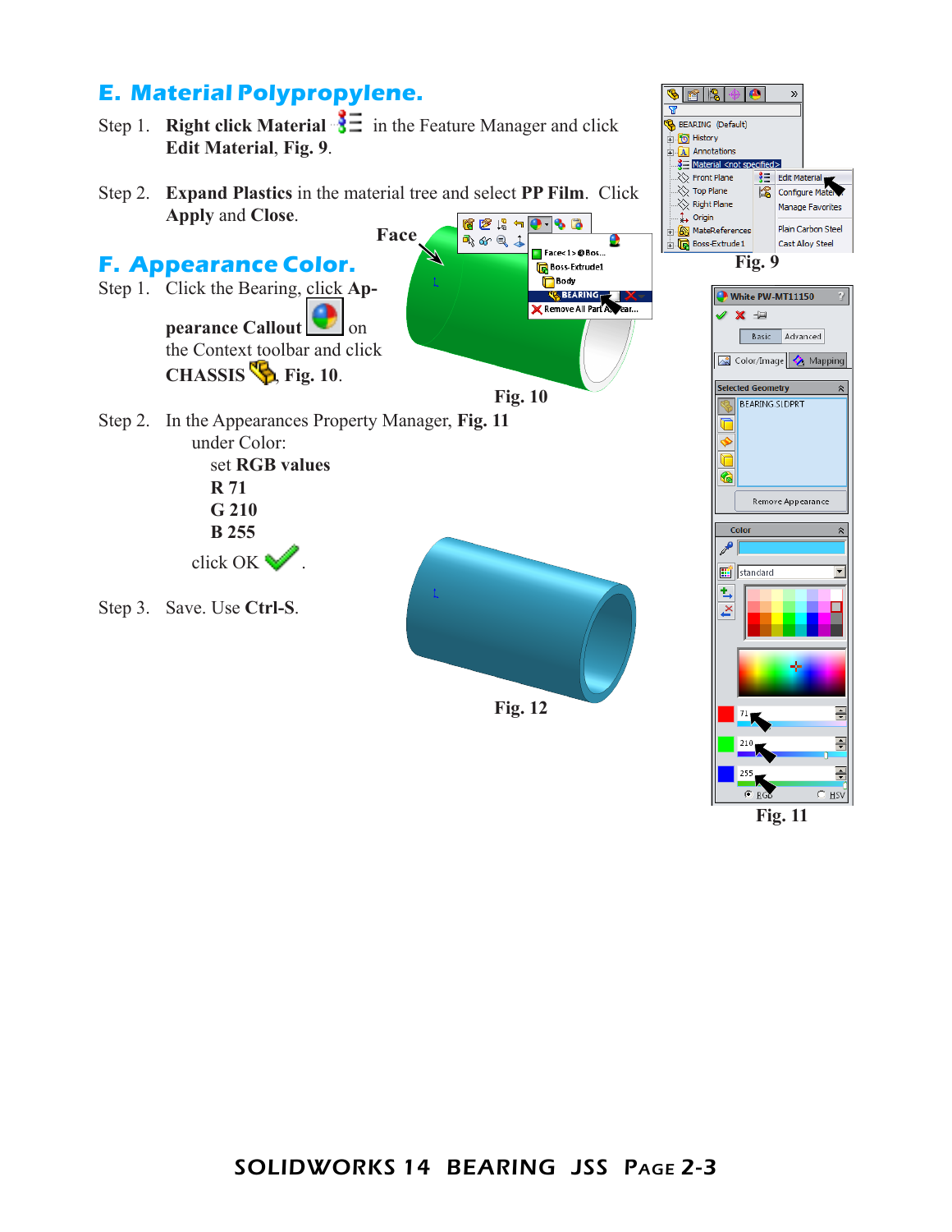## E. Material Polypropylene.

Step 1. **Right click Material** in the Feature Manager and click **Edit Material**, **Fig. 9**.

Step 2. **Expand Plastics** in the material tree and select **PP Film**. Click **Apply** and **Close**.

Fig. 9

## F. Appearance Color.

Step 1. Click the Bearing, click **Appearance Callout** on the Context toolbar and click **CHASSIS**, **Fig. 10**.

Face

Fig. 10

Step 2. In the Appearances Property Manager, **Fig. 11** under Color:
set **RGB values**
**R 71**
**G 210**
**B 255**
click OK .

Step 3. Save. Use **Ctrl-S**.

Fig. 12

Fig. 11